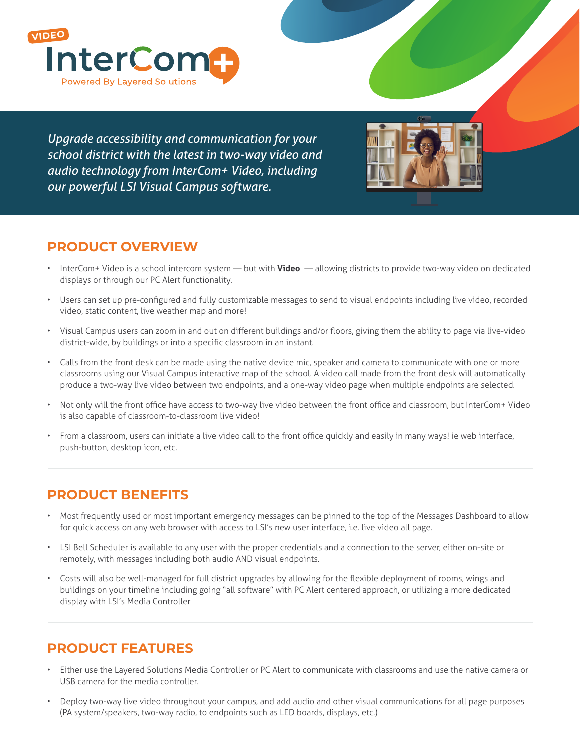VIDEO

# InterCom+

Powered By Layered Solutions

*Upgrade accessibility and communication for your school district with the latest in two-way video and audio technology from InterCom+ Video, including our powerful LSI Visual Campus software.*

## PRODUCT OVERVIEW

- InterCom+ Video is a school intercom system — but with **Video** — allowing districts to provide two-way video on dedicated displays or through our PC Alert functionality.
- Users can set up pre-configured and fully customizable messages to send to visual endpoints including live video, recorded video, static content, live weather map and more!
- Visual Campus users can zoom in and out on different buildings and/or floors, giving them the ability to page via live-video district-wide, by buildings or into a specific classroom in an instant.
- Calls from the front desk can be made using the native device mic, speaker and camera to communicate with one or more classrooms using our Visual Campus interactive map of the school. A video call made from the front desk will automatically produce a two-way live video between two endpoints, and a one-way video page when multiple endpoints are selected.
- Not only will the front office have access to two-way live video between the front office and classroom, but InterCom+ Video is also capable of classroom-to-classroom live video!
- From a classroom, users can initiate a live video call to the front office quickly and easily in many ways! ie web interface, push-button, desktop icon, etc.

## PRODUCT BENEFITS

- Most frequently used or most important emergency messages can be pinned to the top of the Messages Dashboard to allow for quick access on any web browser with access to LSI's new user interface, i.e. live video all page.
- LSI Bell Scheduler is available to any user with the proper credentials and a connection to the server, either on-site or remotely, with messages including both audio AND visual endpoints.
- Costs will also be well-managed for full district upgrades by allowing for the flexible deployment of rooms, wings and buildings on your timeline including going "all software" with PC Alert centered approach, or utilizing a more dedicated display with LSI's Media Controller

## PRODUCT FEATURES

- Either use the Layered Solutions Media Controller or PC Alert to communicate with classrooms and use the native camera or USB camera for the media controller.
- Deploy two-way live video throughout your campus, and add audio and other visual communications for all page purposes (PA system/speakers, two-way radio, to endpoints such as LED boards, displays, etc.)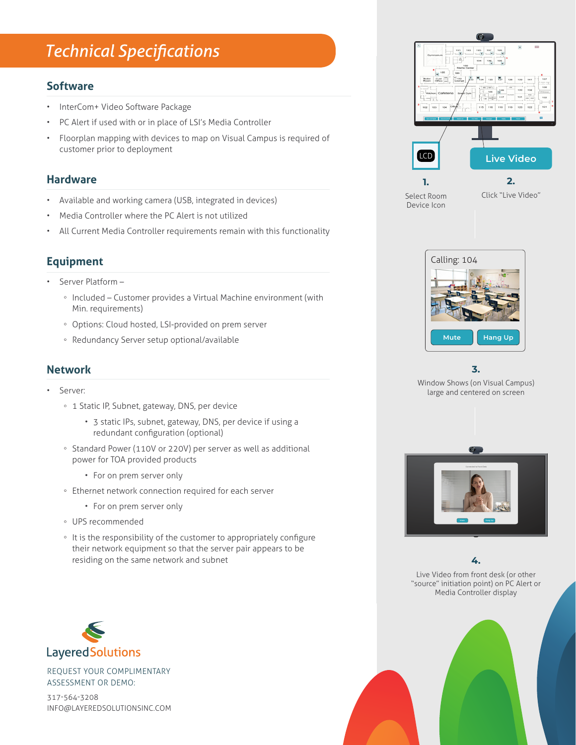# Technical Specifications

## Software

- InterCom+ Video Software Package
- PC Alert if used with or in place of LSI's Media Controller
- Floorplan mapping with devices to map on Visual Campus is required of customer prior to deployment

## Hardware

- Available and working camera (USB, integrated in devices)
- Media Controller where the PC Alert is not utilized
- All Current Media Controller requirements remain with this functionality

## Equipment

- Server Platform –
  - Included – Customer provides a Virtual Machine environment (with Min. requirements)
  - Options: Cloud hosted, LSI-provided on prem server
  - Redundancy Server setup optional/available

## Network

- Server:
  - 1 Static IP, Subnet, gateway, DNS, per device
    - 3 static IPs, subnet, gateway, DNS, per device if using a redundant configuration (optional)
  - Standard Power (110V or 220V) per server as well as additional power for TOA provided products
    - For on prem server only
  - Ethernet network connection required for each server
    - For on prem server only
  - UPS recommended
  - It is the responsibility of the customer to appropriately configure their network equipment so that the server pair appears to be residing on the same network and subnet

LCD

Live Video

**1.** Select Room Device Icon

**2.** Click "Live Video"

Calling: 104

Mute

Hang Up

**3.** Window Shows (on Visual Campus) large and centered on screen

**4.** Live Video from front desk (or other "source" initiation point) on PC Alert or Media Controller display

LayeredSolutions

REQUEST YOUR COMPLIMENTARY ASSESSMENT OR DEMO:

317-564-3208
INFO@LAYEREDSOLUTIONSINC.COM